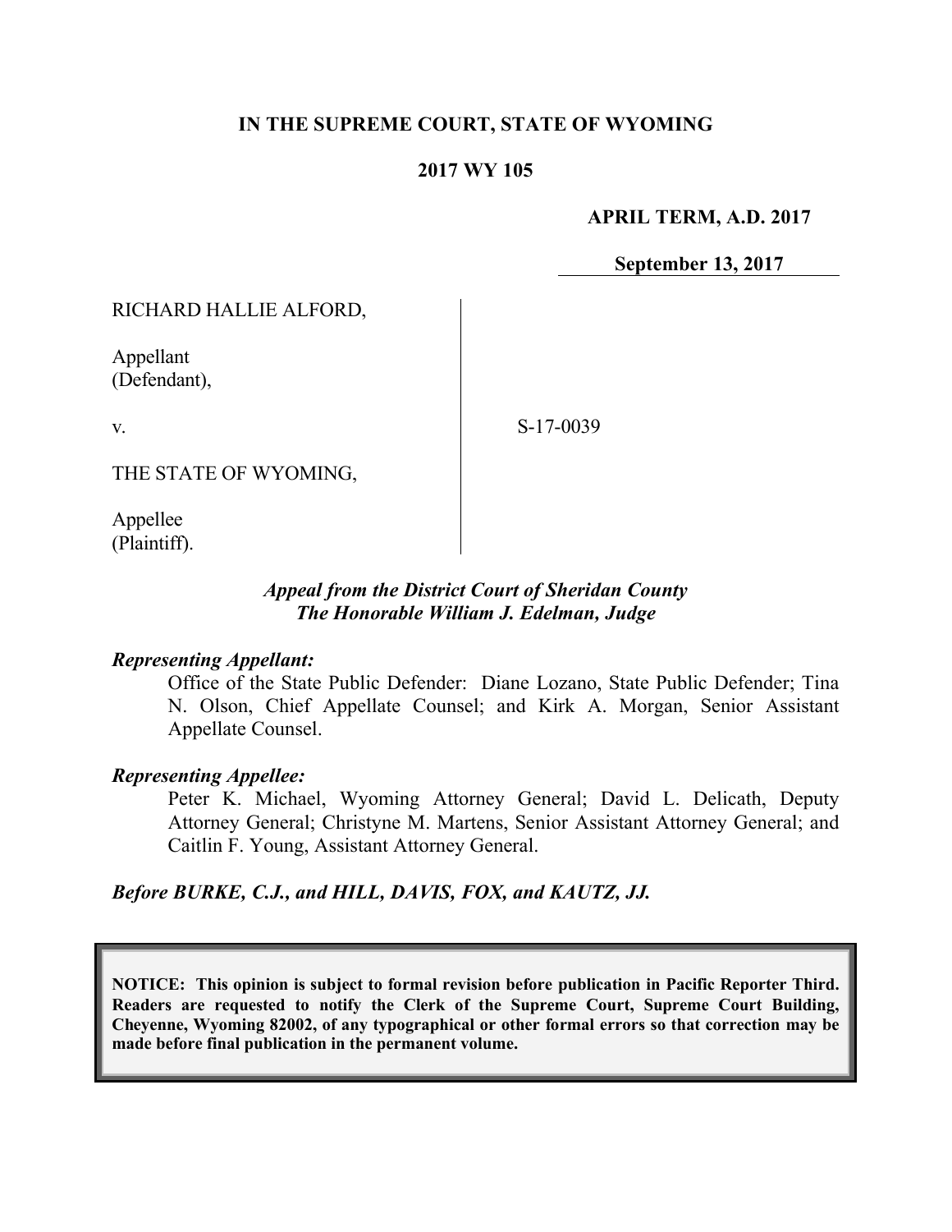**IN THE SUPREME COURT, STATE OF WYOMING**

**2017 WY 105**

**APRIL TERM, A.D. 2017**

**September 13, 2017**

RICHARD HALLIE ALFORD,

Appellant
(Defendant),

v.

THE STATE OF WYOMING,

Appellee
(Plaintiff).

S-17-0039

*Appeal from the District Court of Sheridan County*
*The Honorable William J. Edelman, Judge*

***Representing Appellant:***

Office of the State Public Defender: Diane Lozano, State Public Defender; Tina N. Olson, Chief Appellate Counsel; and Kirk A. Morgan, Senior Assistant Appellate Counsel.

***Representing Appellee:***

Peter K. Michael, Wyoming Attorney General; David L. Delicath, Deputy Attorney General; Christyne M. Martens, Senior Assistant Attorney General; and Caitlin F. Young, Assistant Attorney General.

***Before BURKE, C.J., and HILL, DAVIS, FOX, and KAUTZ, JJ.***

**NOTICE: This opinion is subject to formal revision before publication in Pacific Reporter Third. Readers are requested to notify the Clerk of the Supreme Court, Supreme Court Building, Cheyenne, Wyoming 82002, of any typographical or other formal errors so that correction may be made before final publication in the permanent volume.**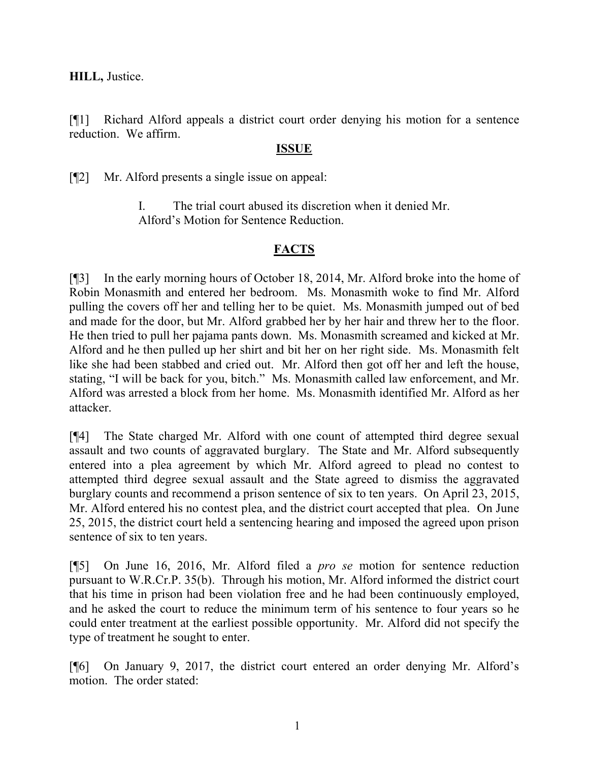**HILL,** Justice.

[¶1] Richard Alford appeals a district court order denying his motion for a sentence reduction. We affirm.

## **ISSUE**

[¶2] Mr. Alford presents a single issue on appeal:

> I. The trial court abused its discretion when it denied Mr. Alford's Motion for Sentence Reduction.

## **FACTS**

[¶3] In the early morning hours of October 18, 2014, Mr. Alford broke into the home of Robin Monasmith and entered her bedroom. Ms. Monasmith woke to find Mr. Alford pulling the covers off her and telling her to be quiet. Ms. Monasmith jumped out of bed and made for the door, but Mr. Alford grabbed her by her hair and threw her to the floor. He then tried to pull her pajama pants down. Ms. Monasmith screamed and kicked at Mr. Alford and he then pulled up her shirt and bit her on her right side. Ms. Monasmith felt like she had been stabbed and cried out. Mr. Alford then got off her and left the house, stating, "I will be back for you, bitch." Ms. Monasmith called law enforcement, and Mr. Alford was arrested a block from her home. Ms. Monasmith identified Mr. Alford as her attacker.

[¶4] The State charged Mr. Alford with one count of attempted third degree sexual assault and two counts of aggravated burglary. The State and Mr. Alford subsequently entered into a plea agreement by which Mr. Alford agreed to plead no contest to attempted third degree sexual assault and the State agreed to dismiss the aggravated burglary counts and recommend a prison sentence of six to ten years. On April 23, 2015, Mr. Alford entered his no contest plea, and the district court accepted that plea. On June 25, 2015, the district court held a sentencing hearing and imposed the agreed upon prison sentence of six to ten years.

[¶5] On June 16, 2016, Mr. Alford filed a *pro se* motion for sentence reduction pursuant to W.R.Cr.P. 35(b). Through his motion, Mr. Alford informed the district court that his time in prison had been violation free and he had been continuously employed, and he asked the court to reduce the minimum term of his sentence to four years so he could enter treatment at the earliest possible opportunity. Mr. Alford did not specify the type of treatment he sought to enter.

[¶6] On January 9, 2017, the district court entered an order denying Mr. Alford's motion. The order stated: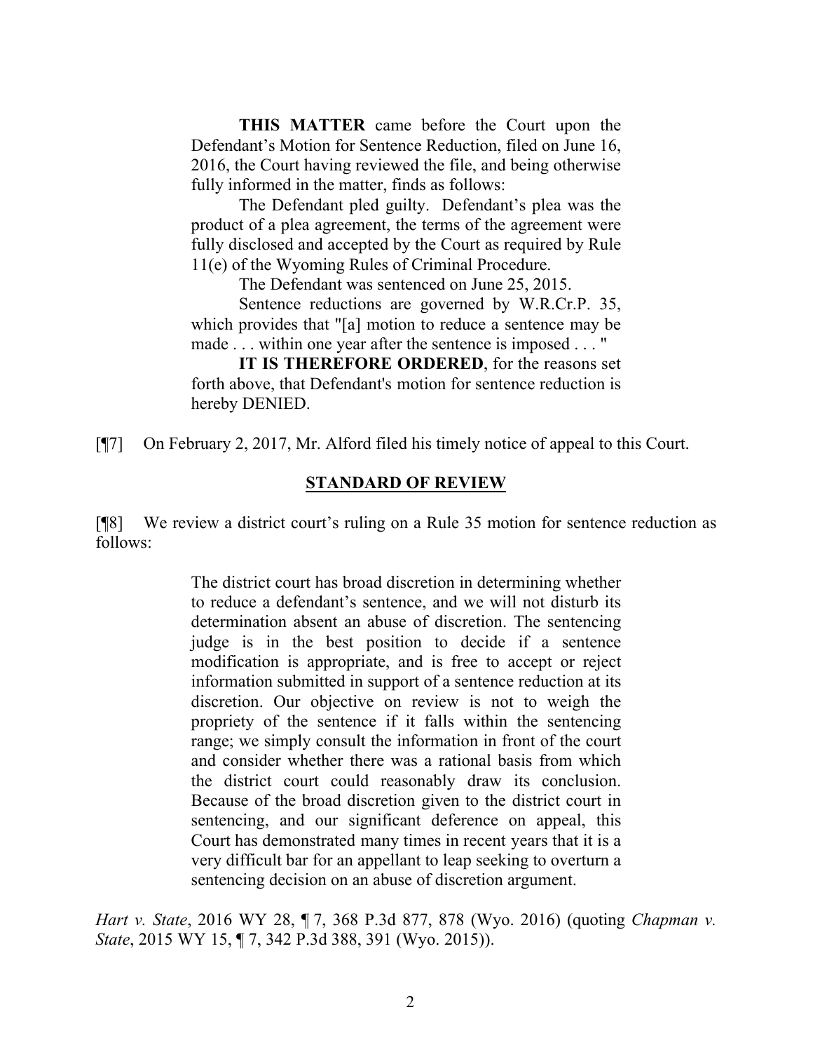> **THIS MATTER** came before the Court upon the Defendant's Motion for Sentence Reduction, filed on June 16, 2016, the Court having reviewed the file, and being otherwise fully informed in the matter, finds as follows:
>
> The Defendant pled guilty. Defendant's plea was the product of a plea agreement, the terms of the agreement were fully disclosed and accepted by the Court as required by Rule 11(e) of the Wyoming Rules of Criminal Procedure.
>
> The Defendant was sentenced on June 25, 2015.
>
> Sentence reductions are governed by W.R.Cr.P. 35, which provides that "[a] motion to reduce a sentence may be made . . . within one year after the sentence is imposed . . . "
>
> **IT IS THEREFORE ORDERED**, for the reasons set forth above, that Defendant's motion for sentence reduction is hereby DENIED.

[¶7] On February 2, 2017, Mr. Alford filed his timely notice of appeal to this Court.

## STANDARD OF REVIEW

[¶8] We review a district court's ruling on a Rule 35 motion for sentence reduction as follows:

> The district court has broad discretion in determining whether to reduce a defendant's sentence, and we will not disturb its determination absent an abuse of discretion. The sentencing judge is in the best position to decide if a sentence modification is appropriate, and is free to accept or reject information submitted in support of a sentence reduction at its discretion. Our objective on review is not to weigh the propriety of the sentence if it falls within the sentencing range; we simply consult the information in front of the court and consider whether there was a rational basis from which the district court could reasonably draw its conclusion. Because of the broad discretion given to the district court in sentencing, and our significant deference on appeal, this Court has demonstrated many times in recent years that it is a very difficult bar for an appellant to leap seeking to overturn a sentencing decision on an abuse of discretion argument.

*Hart v. State*, 2016 WY 28, ¶ 7, 368 P.3d 877, 878 (Wyo. 2016) (quoting *Chapman v. State*, 2015 WY 15, ¶ 7, 342 P.3d 388, 391 (Wyo. 2015)).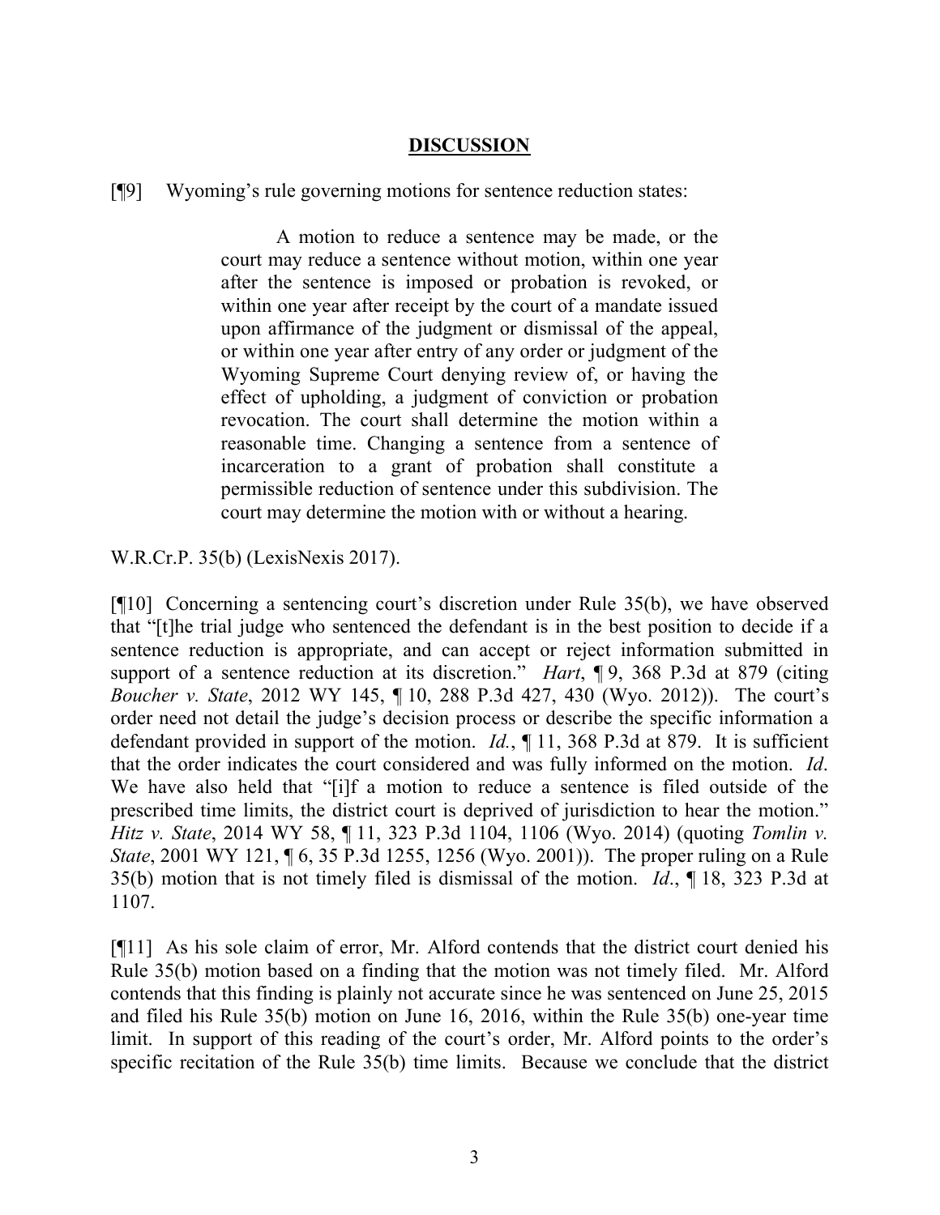## **DISCUSSION**

[¶9] Wyoming's rule governing motions for sentence reduction states:

> A motion to reduce a sentence may be made, or the court may reduce a sentence without motion, within one year after the sentence is imposed or probation is revoked, or within one year after receipt by the court of a mandate issued upon affirmance of the judgment or dismissal of the appeal, or within one year after entry of any order or judgment of the Wyoming Supreme Court denying review of, or having the effect of upholding, a judgment of conviction or probation revocation. The court shall determine the motion within a reasonable time. Changing a sentence from a sentence of incarceration to a grant of probation shall constitute a permissible reduction of sentence under this subdivision. The court may determine the motion with or without a hearing.

W.R.Cr.P. 35(b) (LexisNexis 2017).

[¶10] Concerning a sentencing court's discretion under Rule 35(b), we have observed that "[t]he trial judge who sentenced the defendant is in the best position to decide if a sentence reduction is appropriate, and can accept or reject information submitted in support of a sentence reduction at its discretion." *Hart*, ¶ 9, 368 P.3d at 879 (citing *Boucher v. State*, 2012 WY 145, ¶ 10, 288 P.3d 427, 430 (Wyo. 2012)). The court's order need not detail the judge's decision process or describe the specific information a defendant provided in support of the motion. *Id.*, ¶ 11, 368 P.3d at 879. It is sufficient that the order indicates the court considered and was fully informed on the motion. *Id*. We have also held that "[i]f a motion to reduce a sentence is filed outside of the prescribed time limits, the district court is deprived of jurisdiction to hear the motion." *Hitz v. State*, 2014 WY 58, ¶ 11, 323 P.3d 1104, 1106 (Wyo. 2014) (quoting *Tomlin v. State*, 2001 WY 121, ¶ 6, 35 P.3d 1255, 1256 (Wyo. 2001)). The proper ruling on a Rule 35(b) motion that is not timely filed is dismissal of the motion. *Id*., ¶ 18, 323 P.3d at 1107.

[¶11] As his sole claim of error, Mr. Alford contends that the district court denied his Rule 35(b) motion based on a finding that the motion was not timely filed. Mr. Alford contends that this finding is plainly not accurate since he was sentenced on June 25, 2015 and filed his Rule 35(b) motion on June 16, 2016, within the Rule 35(b) one-year time limit. In support of this reading of the court's order, Mr. Alford points to the order's specific recitation of the Rule 35(b) time limits. Because we conclude that the district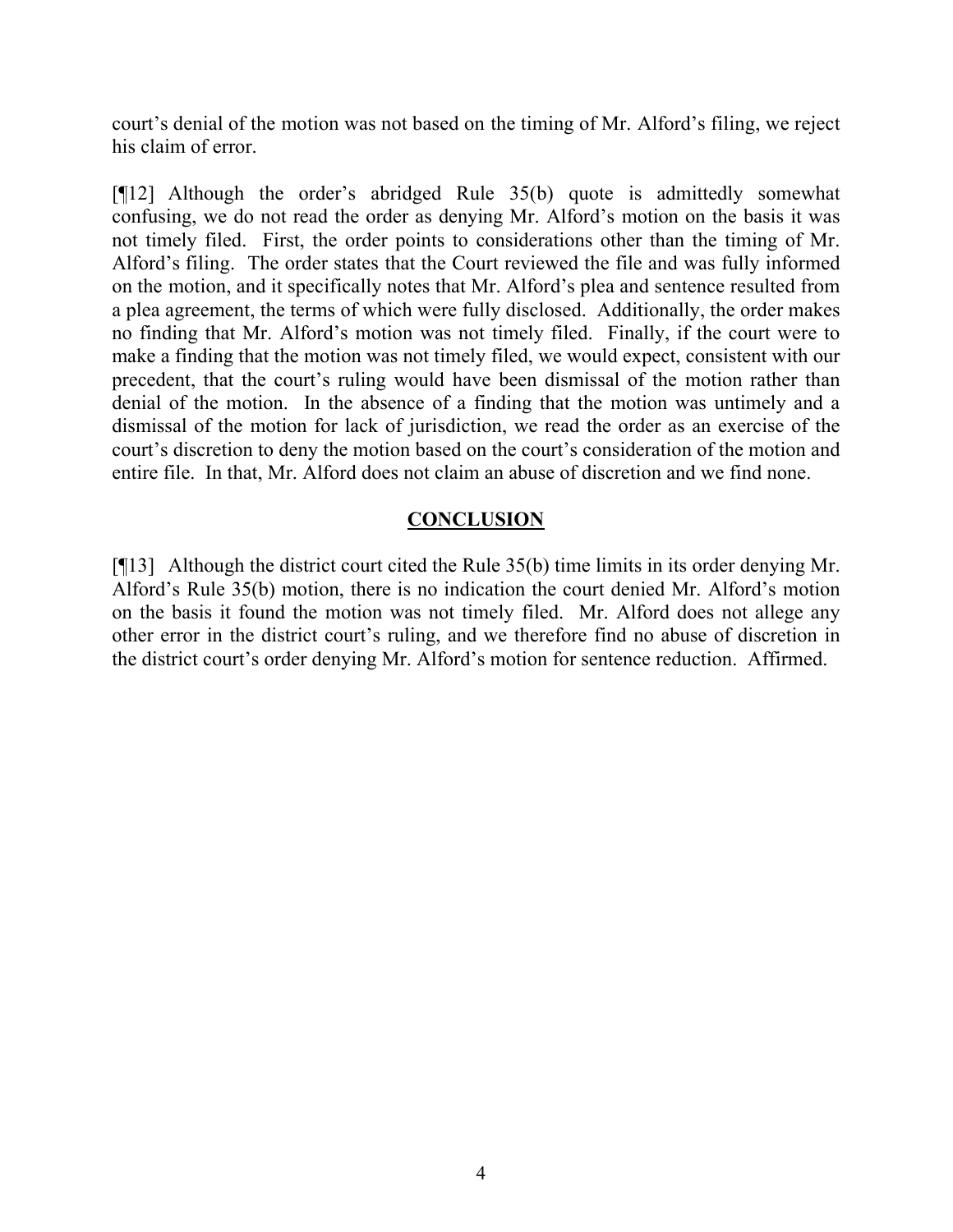court's denial of the motion was not based on the timing of Mr. Alford's filing, we reject his claim of error.

[¶12] Although the order's abridged Rule 35(b) quote is admittedly somewhat confusing, we do not read the order as denying Mr. Alford's motion on the basis it was not timely filed. First, the order points to considerations other than the timing of Mr. Alford's filing. The order states that the Court reviewed the file and was fully informed on the motion, and it specifically notes that Mr. Alford's plea and sentence resulted from a plea agreement, the terms of which were fully disclosed. Additionally, the order makes no finding that Mr. Alford's motion was not timely filed. Finally, if the court were to make a finding that the motion was not timely filed, we would expect, consistent with our precedent, that the court's ruling would have been dismissal of the motion rather than denial of the motion. In the absence of a finding that the motion was untimely and a dismissal of the motion for lack of jurisdiction, we read the order as an exercise of the court's discretion to deny the motion based on the court's consideration of the motion and entire file. In that, Mr. Alford does not claim an abuse of discretion and we find none.

## CONCLUSION

[¶13] Although the district court cited the Rule 35(b) time limits in its order denying Mr. Alford's Rule 35(b) motion, there is no indication the court denied Mr. Alford's motion on the basis it found the motion was not timely filed. Mr. Alford does not allege any other error in the district court's ruling, and we therefore find no abuse of discretion in the district court's order denying Mr. Alford's motion for sentence reduction. Affirmed.